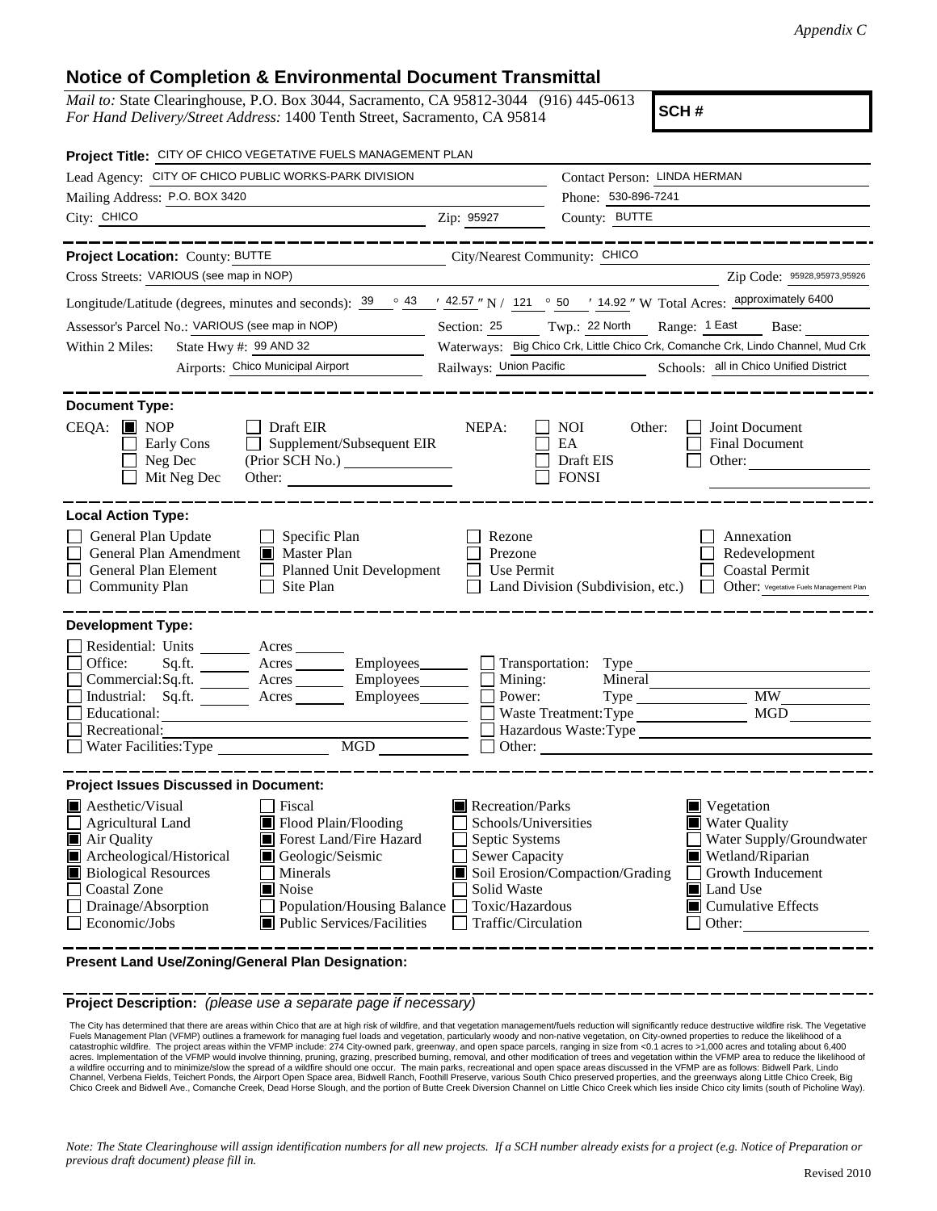*Appendix C*

## Notice of Completion & Environmental Document Transmittal

*Mail to:* State Clearinghouse, P.O. Box 3044, Sacramento, CA 95812-3044 (916) 445-0613
*For Hand Delivery/Street Address:* 1400 Tenth Street, Sacramento, CA 95814

**SCH #**

**Project Title:** CITY OF CHICO VEGETATIVE FUELS MANAGEMENT PLAN

Lead Agency: CITY OF CHICO PUBLIC WORKS-PARK DIVISION
Contact Person: LINDA HERMAN
Mailing Address: P.O. BOX 3420
Phone: 530-896-7241
City: CHICO
Zip: 95927
County: BUTTE

**Project Location:** County: BUTTE
City/Nearest Community: CHICO
Cross Streets: VARIOUS (see map in NOP)
Zip Code: 95928,95973,95926
Longitude/Latitude (degrees, minutes and seconds): 39 ° 43 ′ 42.57 ″ N / 121 ° 50 ′ 14.92 ″ W Total Acres: approximately 6400
Assessor's Parcel No.: VARIOUS (see map in NOP)
Section: 25 Twp.: 22 North Range: 1 East Base:
Within 2 Miles: State Hwy #: 99 AND 32
Waterways: Big Chico Crk, Little Chico Crk, Comanche Crk, Lindo Channel, Mud Crk
Airports: Chico Municipal Airport
Railways: Union Pacific
Schools: all in Chico Unified District

**Document Type:**

CEQA: ■ NOP ☐ Draft EIR ☐ Early Cons ☐ Supplement/Subsequent EIR ☐ Neg Dec (Prior SCH No.) ☐ Mit Neg Dec Other:

NEPA: ☐ NOI ☐ EA ☐ Draft EIS ☐ FONSI

Other: ☐ Joint Document ☐ Final Document ☐ Other:

**Local Action Type:**

☐ General Plan Update ☐ Specific Plan ☐ Rezone ☐ Annexation
☐ General Plan Amendment ■ Master Plan ☐ Prezone ☐ Redevelopment
☐ General Plan Element ☐ Planned Unit Development ☐ Use Permit ☐ Coastal Permit
☐ Community Plan ☐ Site Plan ☐ Land Division (Subdivision, etc.) ☐ Other: Vegetative Fuels Management Plan

**Development Type:**

☐ Residential: Units Acres
☐ Office: Sq.ft. Acres Employees
☐ Commercial: Sq.ft. Acres Employees
☐ Industrial: Sq.ft. Acres Employees
☐ Educational:
☐ Recreational:
☐ Water Facilities: Type MGD
☐ Transportation: Type
☐ Mining: Mineral
☐ Power: Type MW
☐ Waste Treatment: Type MGD
☐ Hazardous Waste: Type
☐ Other:

**Project Issues Discussed in Document:**

■ Aesthetic/Visual ☐ Fiscal ■ Recreation/Parks ■ Vegetation
☐ Agricultural Land ■ Flood Plain/Flooding ☐ Schools/Universities ■ Water Quality
■ Air Quality ■ Forest Land/Fire Hazard ☐ Septic Systems ☐ Water Supply/Groundwater
■ Archeological/Historical ■ Geologic/Seismic ☐ Sewer Capacity ■ Wetland/Riparian
■ Biological Resources ☐ Minerals ■ Soil Erosion/Compaction/Grading ☐ Growth Inducement
☐ Coastal Zone ■ Noise ☐ Solid Waste ■ Land Use
☐ Drainage/Absorption ☐ Population/Housing Balance ☐ Toxic/Hazardous ■ Cumulative Effects
☐ Economic/Jobs ■ Public Services/Facilities ☐ Traffic/Circulation ☐ Other:

**Present Land Use/Zoning/General Plan Designation:**

**Project Description:** *(please use a separate page if necessary)*

The City has determined that there are areas within Chico that are at high risk of wildfire, and that vegetation management/fuels reduction will significantly reduce destructive wildfire risk. The Vegetative Fuels Management Plan (VFMP) outlines a framework for managing fuel loads and vegetation, particularly woody and non-native vegetation, on City-owned properties to reduce the likelihood of a catastrophic wildfire. The project areas within the VFMP include: 274 City-owned park, greenway, and open space parcels, ranging in size from <0.1 acres to >1,000 acres and totaling about 6,400 acres. Implementation of the VFMP would involve thinning, pruning, grazing, prescribed burning, removal, and other modification of trees and vegetation within the VFMP area to reduce the likelihood of a wildfire occurring and to minimize/slow the spread of a wildfire should one occur. The main parks, recreational and open space areas discussed in the VFMP are as follows: Bidwell Park, Lindo Channel, Verbena Fields, Teichert Ponds, the Airport Open Space area, Bidwell Ranch, Foothill Preserve, various South Chico preserved properties, and the greenways along Little Chico Creek, Big Chico Creek and Bidwell Ave., Comanche Creek, Dead Horse Slough, and the portion of Butte Creek Diversion Channel on Little Chico Creek which lies inside Chico city limits (south of Picholine Way).

*Note: The State Clearinghouse will assign identification numbers for all new projects. If a SCH number already exists for a project (e.g. Notice of Preparation or previous draft document) please fill in.*

Revised 2010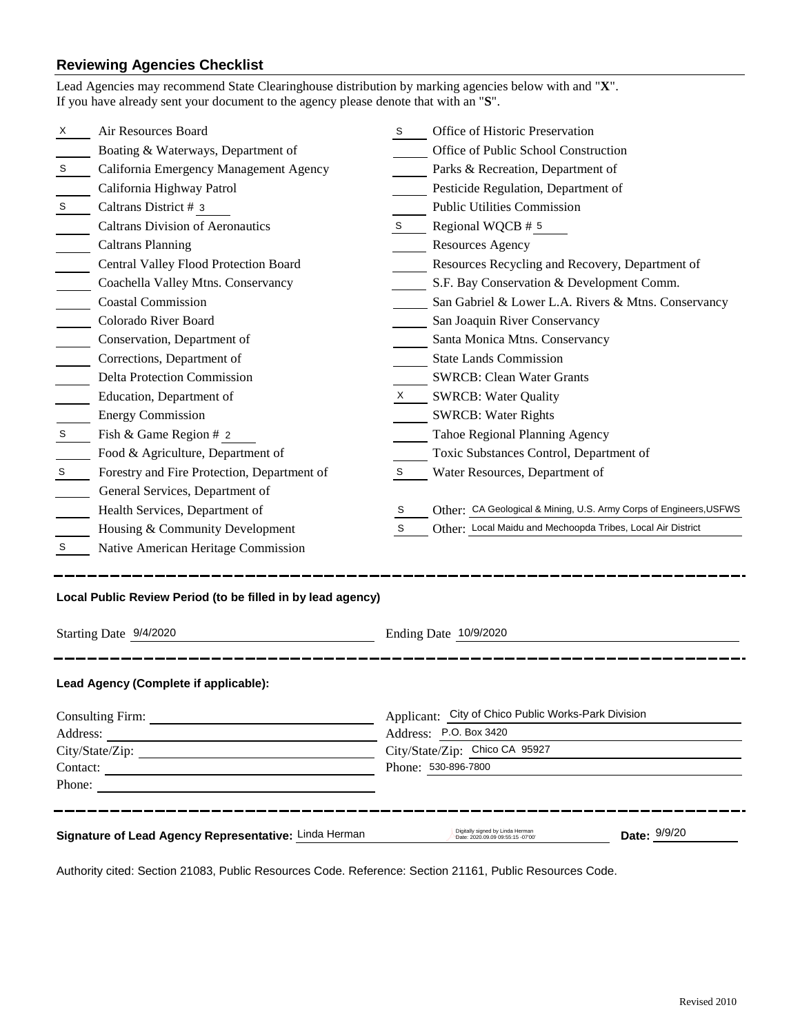## Reviewing Agencies Checklist

Lead Agencies may recommend State Clearinghouse distribution by marking agencies below with and "**X**".
If you have already sent your document to the agency please denote that with an "**S**".

| | | | |
|---|---|---|---|
| X | Air Resources Board | S | Office of Historic Preservation |
| | Boating & Waterways, Department of | | Office of Public School Construction |
| S | California Emergency Management Agency | | Parks & Recreation, Department of |
| | California Highway Patrol | | Pesticide Regulation, Department of |
| S | Caltrans District # 3 | | Public Utilities Commission |
| | Caltrans Division of Aeronautics | S | Regional WQCB # 5 |
| | Caltrans Planning | | Resources Agency |
| | Central Valley Flood Protection Board | | Resources Recycling and Recovery, Department of |
| | Coachella Valley Mtns. Conservancy | | S.F. Bay Conservation & Development Comm. |
| | Coastal Commission | | San Gabriel & Lower L.A. Rivers & Mtns. Conservancy |
| | Colorado River Board | | San Joaquin River Conservancy |
| | Conservation, Department of | | Santa Monica Mtns. Conservancy |
| | Corrections, Department of | | State Lands Commission |
| | Delta Protection Commission | | SWRCB: Clean Water Grants |
| | Education, Department of | X | SWRCB: Water Quality |
| | Energy Commission | | SWRCB: Water Rights |
| S | Fish & Game Region # 2 | | Tahoe Regional Planning Agency |
| | Food & Agriculture, Department of | | Toxic Substances Control, Department of |
| S | Forestry and Fire Protection, Department of | S | Water Resources, Department of |
| | General Services, Department of | | |
| | Health Services, Department of | S | Other: CA Geological & Mining, U.S. Army Corps of Engineers,USFWS |
| | Housing & Community Development | S | Other: Local Maidu and Mechoopda Tribes, Local Air District |
| S | Native American Heritage Commission | | |

**Local Public Review Period (to be filled in by lead agency)**

Starting Date 9/4/2020 Ending Date 10/9/2020

**Lead Agency (Complete if applicable):**

Consulting Firm:
Address:
City/State/Zip:
Contact:
Phone:

Applicant: City of Chico Public Works-Park Division
Address: P.O. Box 3420
City/State/Zip: Chico CA 95927
Phone: 530-896-7800

**Signature of Lead Agency Representative:** Linda Herman Digitally signed by Linda Herman Date: 2020.09.09 09:55:15 -07'00' **Date:** 9/9/20

Authority cited: Section 21083, Public Resources Code. Reference: Section 21161, Public Resources Code.

Revised 2010